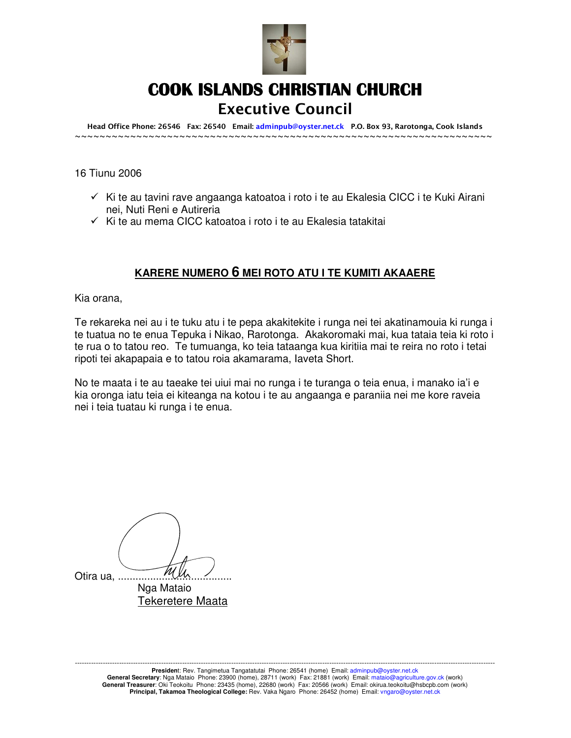# COOK ISLANDS CHRISTIAN CHURCH

## Executive Council

**Head Office Phone: 26546 Fax: 26540 Email: adminpub@oyster.net.ck P.O. Box 93, Rarotonga, Cook Islands**

~~~~~~~~~~~~~~~~~~~~~~~~~~~~~~~~~~~~~~~~~~~~~~~~~~~~~~~~~~~~~~~~~~~~~~~~

16 Tiunu 2006

- ✓ Ki te au tavini rave angaanga katoatoa i roto i te au Ekalesia CICC i te Kuki Airani nei, Nuti Reni e Autireria
- ✓ Ki te au mema CICC katoatoa i roto i te au Ekalesia tatakitai

**<u>KARERE NUMERO 6 MEI ROTO ATU I TE KUMITI AKAAERE</u>**

Kia orana,

Te rekareka nei au i te tuku atu i te pepa akakitekite i runga nei tei akatinamouia ki runga i te tuatua no te enua Tepuka i Nikao, Rarotonga. Akakoromaki mai, kua tataia teia ki roto i te rua o to tatou reo. Te tumuanga, ko teia tataanga kua kiritiia mai te reira no roto i tetai ripoti tei akapapaia e to tatou roia akamarama, Iaveta Short.

No te maata i te au taeake tei uiui mai no runga i te turanga o teia enua, i manako ia'i e kia oronga iatu teia ei kiteanga na kotou i te au angaanga e paraniia nei me kore raveia nei i teia tuatau ki runga i te enua.

Otira ua, ........................................

Nga Mataio
<u>Tekeretere Maata</u>

---

**President**: Rev. Tangimetua Tangatatutai Phone: 26541 (home) Email: adminpub@oyster.net.ck
**General Secretary**: Nga Mataio Phone: 23900 (home), 28711 (work) Fax: 21881 (work) Email: mataio@agriculture.gov.ck (work)
**General Treasurer**: Oki Teokoitu Phone: 23435 (home), 22680 (work) Fax: 20566 (work) Email: okirua.teokoitu@hsbcpb.com (work)
**Principal, Takamoa Theological College:** Rev. Vaka Ngaro Phone: 26452 (home) Email: vngaro@oyster.net.ck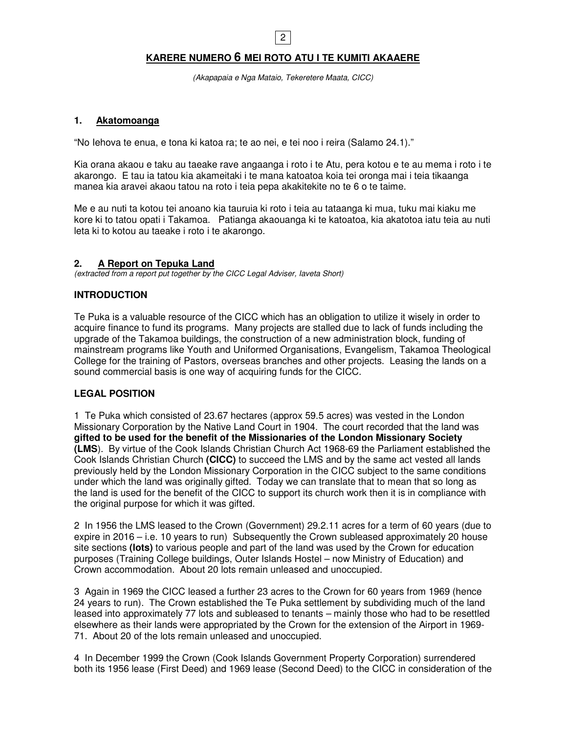## KARERE NUMERO 6 MEI ROTO ATU I TE KUMITI AKAAERE

*(Akapapaia e Nga Mataio, Tekeretere Maata, CICC)*

### 1. Akatomoanga

"No Iehova te enua, e tona ki katoa ra; te ao nei, e tei noo i reira (Salamo 24.1)."

Kia orana akaou e taku au taeake rave angaanga i roto i te Atu, pera kotou e te au mema i roto i te akarongo. E tau ia tatou kia akameitaki i te mana katoatoa koia tei oronga mai i teia tikaanga manea kia aravei akaou tatou na roto i teia pepa akakitekite no te 6 o te taime.

Me e au nuti ta kotou tei anoano kia tauruia ki roto i teia au tataanga ki mua, tuku mai kiaku me kore ki to tatou opati i Takamoa. Patianga akaouanga ki te katoatoa, kia akatotoa iatu teia au nuti leta ki to kotou au taeake i roto i te akarongo.

### 2. A Report on Tepuka Land

*(extracted from a report put together by the CICC Legal Adviser, Iaveta Short)*

**INTRODUCTION**

Te Puka is a valuable resource of the CICC which has an obligation to utilize it wisely in order to acquire finance to fund its programs. Many projects are stalled due to lack of funds including the upgrade of the Takamoa buildings, the construction of a new administration block, funding of mainstream programs like Youth and Uniformed Organisations, Evangelism, Takamoa Theological College for the training of Pastors, overseas branches and other projects. Leasing the lands on a sound commercial basis is one way of acquiring funds for the CICC.

**LEGAL POSITION**

1 Te Puka which consisted of 23.67 hectares (approx 59.5 acres) was vested in the London Missionary Corporation by the Native Land Court in 1904. The court recorded that the land was **gifted to be used for the benefit of the Missionaries of the London Missionary Society (LMS**). By virtue of the Cook Islands Christian Church Act 1968-69 the Parliament established the Cook Islands Christian Church **(CICC)** to succeed the LMS and by the same act vested all lands previously held by the London Missionary Corporation in the CICC subject to the same conditions under which the land was originally gifted. Today we can translate that to mean that so long as the land is used for the benefit of the CICC to support its church work then it is in compliance with the original purpose for which it was gifted.

2 In 1956 the LMS leased to the Crown (Government) 29.2.11 acres for a term of 60 years (due to expire in 2016 – i.e. 10 years to run) Subsequently the Crown subleased approximately 20 house site sections **(lots)** to various people and part of the land was used by the Crown for education purposes (Training College buildings, Outer Islands Hostel – now Ministry of Education) and Crown accommodation. About 20 lots remain unleased and unoccupied.

3 Again in 1969 the CICC leased a further 23 acres to the Crown for 60 years from 1969 (hence 24 years to run). The Crown established the Te Puka settlement by subdividing much of the land leased into approximately 77 lots and subleased to tenants – mainly those who had to be resettled elsewhere as their lands were appropriated by the Crown for the extension of the Airport in 1969-71. About 20 of the lots remain unleased and unoccupied.

4 In December 1999 the Crown (Cook Islands Government Property Corporation) surrendered both its 1956 lease (First Deed) and 1969 lease (Second Deed) to the CICC in consideration of the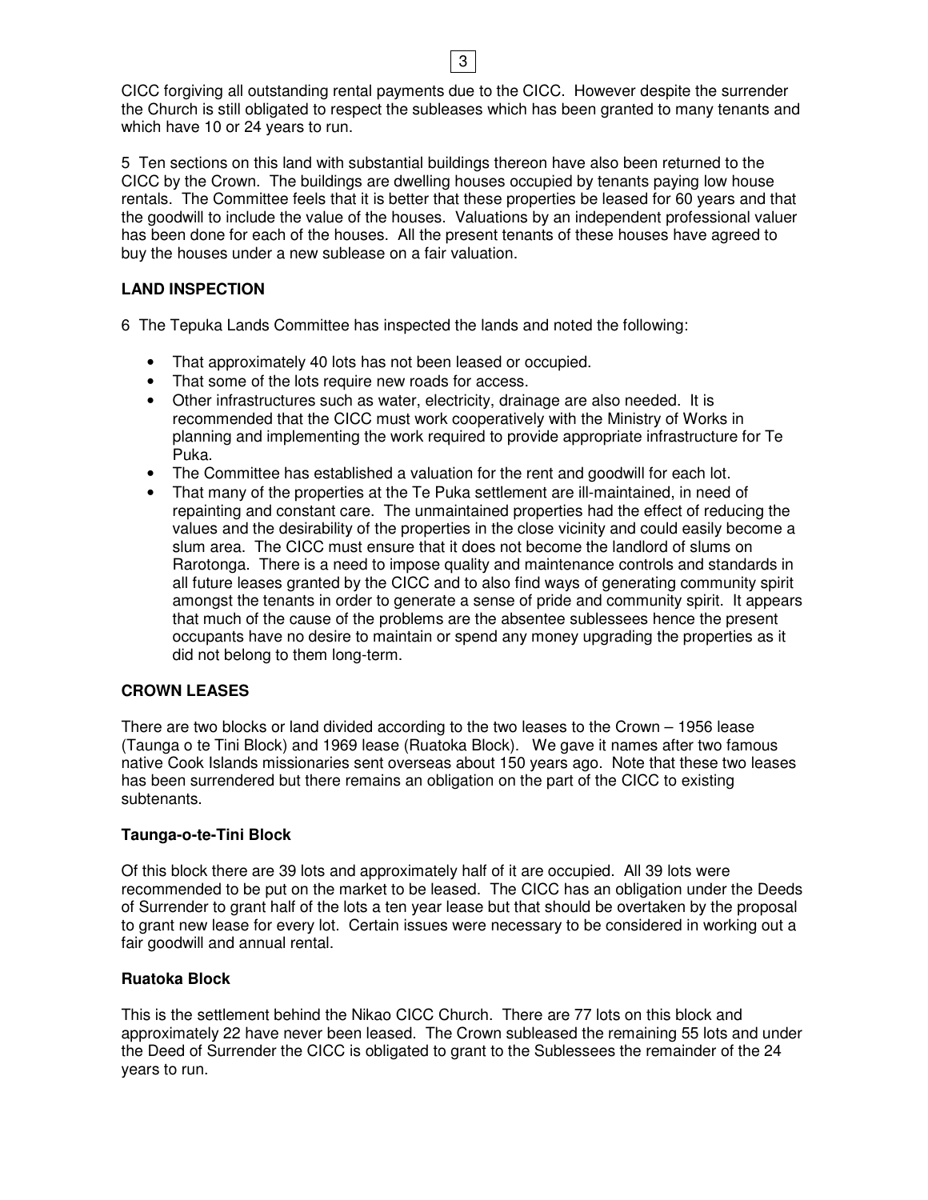CICC forgiving all outstanding rental payments due to the CICC. However despite the surrender the Church is still obligated to respect the subleases which has been granted to many tenants and which have 10 or 24 years to run.

5 Ten sections on this land with substantial buildings thereon have also been returned to the CICC by the Crown. The buildings are dwelling houses occupied by tenants paying low house rentals. The Committee feels that it is better that these properties be leased for 60 years and that the goodwill to include the value of the houses. Valuations by an independent professional valuer has been done for each of the houses. All the present tenants of these houses have agreed to buy the houses under a new sublease on a fair valuation.

**LAND INSPECTION**

6 The Tepuka Lands Committee has inspected the lands and noted the following:

- That approximately 40 lots has not been leased or occupied.
- That some of the lots require new roads for access.
- Other infrastructures such as water, electricity, drainage are also needed. It is recommended that the CICC must work cooperatively with the Ministry of Works in planning and implementing the work required to provide appropriate infrastructure for Te Puka.
- The Committee has established a valuation for the rent and goodwill for each lot.
- That many of the properties at the Te Puka settlement are ill-maintained, in need of repainting and constant care. The unmaintained properties had the effect of reducing the values and the desirability of the properties in the close vicinity and could easily become a slum area. The CICC must ensure that it does not become the landlord of slums on Rarotonga. There is a need to impose quality and maintenance controls and standards in all future leases granted by the CICC and to also find ways of generating community spirit amongst the tenants in order to generate a sense of pride and community spirit. It appears that much of the cause of the problems are the absentee sublessees hence the present occupants have no desire to maintain or spend any money upgrading the properties as it did not belong to them long-term.

**CROWN LEASES**

There are two blocks or land divided according to the two leases to the Crown – 1956 lease (Taunga o te Tini Block) and 1969 lease (Ruatoka Block). We gave it names after two famous native Cook Islands missionaries sent overseas about 150 years ago. Note that these two leases has been surrendered but there remains an obligation on the part of the CICC to existing subtenants.

**Taunga-o-te-Tini Block**

Of this block there are 39 lots and approximately half of it are occupied. All 39 lots were recommended to be put on the market to be leased. The CICC has an obligation under the Deeds of Surrender to grant half of the lots a ten year lease but that should be overtaken by the proposal to grant new lease for every lot. Certain issues were necessary to be considered in working out a fair goodwill and annual rental.

**Ruatoka Block**

This is the settlement behind the Nikao CICC Church. There are 77 lots on this block and approximately 22 have never been leased. The Crown subleased the remaining 55 lots and under the Deed of Surrender the CICC is obligated to grant to the Sublessees the remainder of the 24 years to run.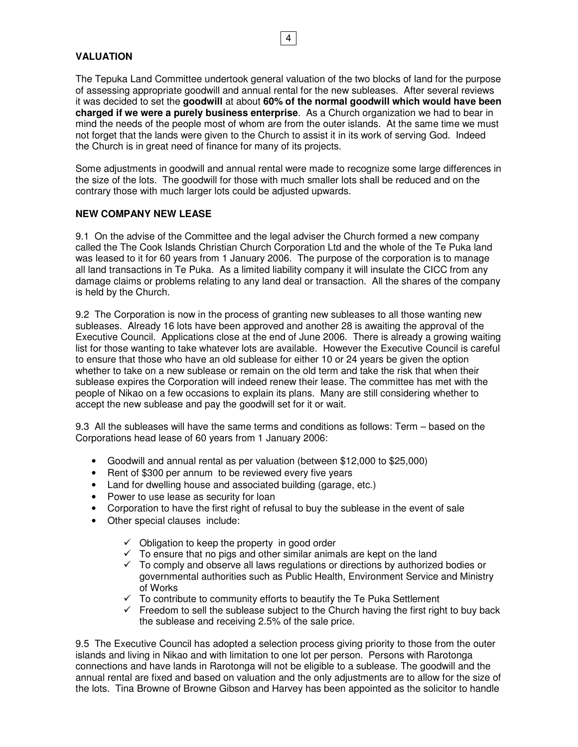## VALUATION

The Tepuka Land Committee undertook general valuation of the two blocks of land for the purpose of assessing appropriate goodwill and annual rental for the new subleases. After several reviews it was decided to set the **goodwill** at about **60% of the normal goodwill which would have been charged if we were a purely business enterprise**. As a Church organization we had to bear in mind the needs of the people most of whom are from the outer islands. At the same time we must not forget that the lands were given to the Church to assist it in its work of serving God. Indeed the Church is in great need of finance for many of its projects.

Some adjustments in goodwill and annual rental were made to recognize some large differences in the size of the lots. The goodwill for those with much smaller lots shall be reduced and on the contrary those with much larger lots could be adjusted upwards.

## NEW COMPANY NEW LEASE

9.1 On the advise of the Committee and the legal adviser the Church formed a new company called the The Cook Islands Christian Church Corporation Ltd and the whole of the Te Puka land was leased to it for 60 years from 1 January 2006. The purpose of the corporation is to manage all land transactions in Te Puka. As a limited liability company it will insulate the CICC from any damage claims or problems relating to any land deal or transaction. All the shares of the company is held by the Church.

9.2 The Corporation is now in the process of granting new subleases to all those wanting new subleases. Already 16 lots have been approved and another 28 is awaiting the approval of the Executive Council. Applications close at the end of June 2006. There is already a growing waiting list for those wanting to take whatever lots are available. However the Executive Council is careful to ensure that those who have an old sublease for either 10 or 24 years be given the option whether to take on a new sublease or remain on the old term and take the risk that when their sublease expires the Corporation will indeed renew their lease. The committee has met with the people of Nikao on a few occasions to explain its plans. Many are still considering whether to accept the new sublease and pay the goodwill set for it or wait.

9.3 All the subleases will have the same terms and conditions as follows: Term – based on the Corporations head lease of 60 years from 1 January 2006:

- Goodwill and annual rental as per valuation (between $12,000 to $25,000)
- Rent of $300 per annum to be reviewed every five years
- Land for dwelling house and associated building (garage, etc.)
- Power to use lease as security for loan
- Corporation to have the first right of refusal to buy the sublease in the event of sale
- Other special clauses include:
  - ✓ Obligation to keep the property in good order
  - ✓ To ensure that no pigs and other similar animals are kept on the land
  - ✓ To comply and observe all laws regulations or directions by authorized bodies or governmental authorities such as Public Health, Environment Service and Ministry of Works
  - ✓ To contribute to community efforts to beautify the Te Puka Settlement
  - ✓ Freedom to sell the sublease subject to the Church having the first right to buy back the sublease and receiving 2.5% of the sale price.

9.5 The Executive Council has adopted a selection process giving priority to those from the outer islands and living in Nikao and with limitation to one lot per person. Persons with Rarotonga connections and have lands in Rarotonga will not be eligible to a sublease. The goodwill and the annual rental are fixed and based on valuation and the only adjustments are to allow for the size of the lots. Tina Browne of Browne Gibson and Harvey has been appointed as the solicitor to handle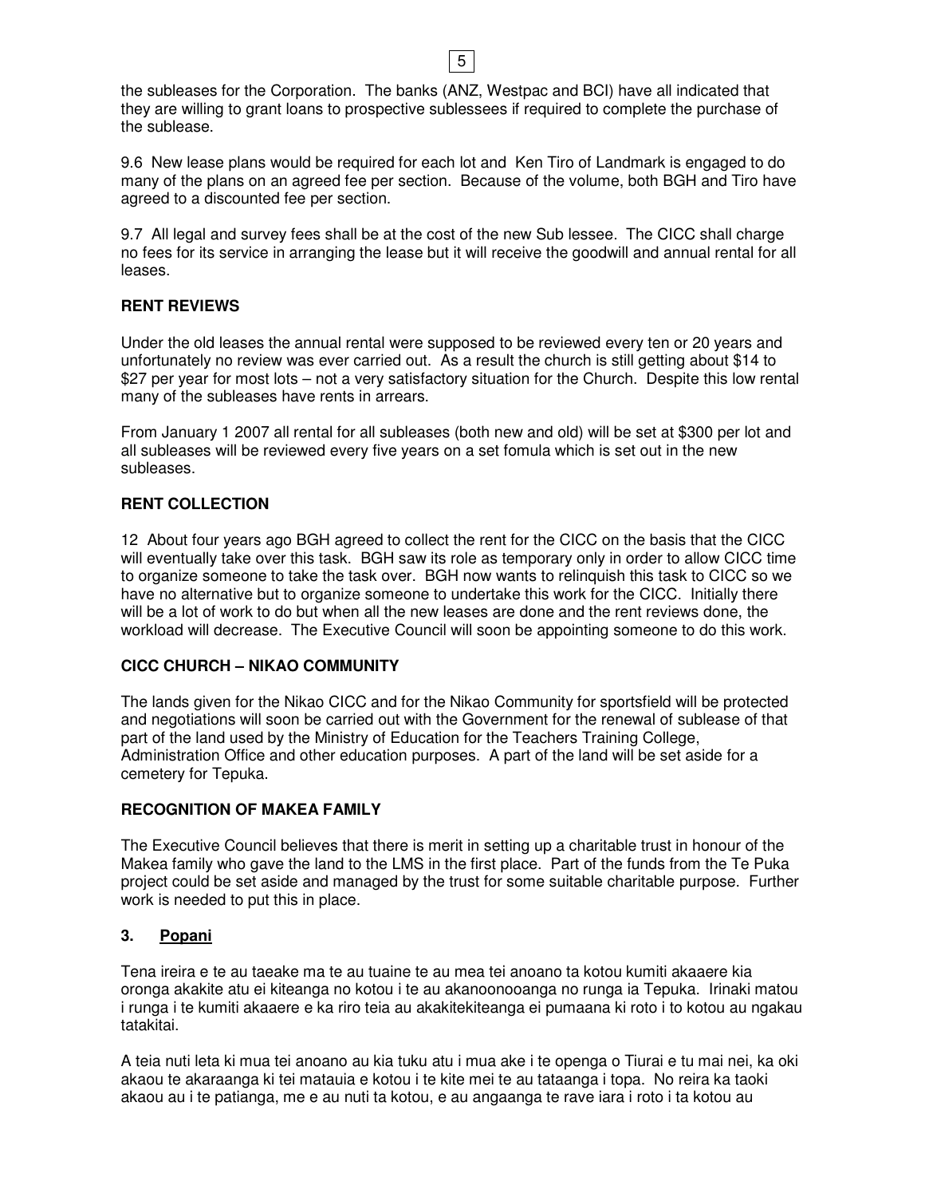the subleases for the Corporation. The banks (ANZ, Westpac and BCI) have all indicated that they are willing to grant loans to prospective sublessees if required to complete the purchase of the sublease.

9.6 New lease plans would be required for each lot and Ken Tiro of Landmark is engaged to do many of the plans on an agreed fee per section. Because of the volume, both BGH and Tiro have agreed to a discounted fee per section.

9.7 All legal and survey fees shall be at the cost of the new Sub lessee. The CICC shall charge no fees for its service in arranging the lease but it will receive the goodwill and annual rental for all leases.

**RENT REVIEWS**

Under the old leases the annual rental were supposed to be reviewed every ten or 20 years and unfortunately no review was ever carried out. As a result the church is still getting about $14 to $27 per year for most lots – not a very satisfactory situation for the Church. Despite this low rental many of the subleases have rents in arrears.

From January 1 2007 all rental for all subleases (both new and old) will be set at $300 per lot and all subleases will be reviewed every five years on a set fomula which is set out in the new subleases.

**RENT COLLECTION**

12 About four years ago BGH agreed to collect the rent for the CICC on the basis that the CICC will eventually take over this task. BGH saw its role as temporary only in order to allow CICC time to organize someone to take the task over. BGH now wants to relinquish this task to CICC so we have no alternative but to organize someone to undertake this work for the CICC. Initially there will be a lot of work to do but when all the new leases are done and the rent reviews done, the workload will decrease. The Executive Council will soon be appointing someone to do this work.

**CICC CHURCH – NIKAO COMMUNITY**

The lands given for the Nikao CICC and for the Nikao Community for sportsfield will be protected and negotiations will soon be carried out with the Government for the renewal of sublease of that part of the land used by the Ministry of Education for the Teachers Training College, Administration Office and other education purposes. A part of the land will be set aside for a cemetery for Tepuka.

**RECOGNITION OF MAKEA FAMILY**

The Executive Council believes that there is merit in setting up a charitable trust in honour of the Makea family who gave the land to the LMS in the first place. Part of the funds from the Te Puka project could be set aside and managed by the trust for some suitable charitable purpose. Further work is needed to put this in place.

## 3. <u>Popani</u>

Tena ireira e te au taeake ma te au tuaine te au mea tei anoano ta kotou kumiti akaaere kia oronga akakite atu ei kiteanga no kotou i te au akanoonooanga no runga ia Tepuka. Irinaki matou i runga i te kumiti akaaere e ka riro teia au akakitekiteanga ei pumaana ki roto i to kotou au ngakau tatakitai.

A teia nuti leta ki mua tei anoano au kia tuku atu i mua ake i te openga o Tiurai e tu mai nei, ka oki akaou te akaraanga ki tei matauia e kotou i te kite mei te au tataanga i topa. No reira ka taoki akaou au i te patianga, me e au nuti ta kotou, e au angaanga te rave iara i roto i ta kotou au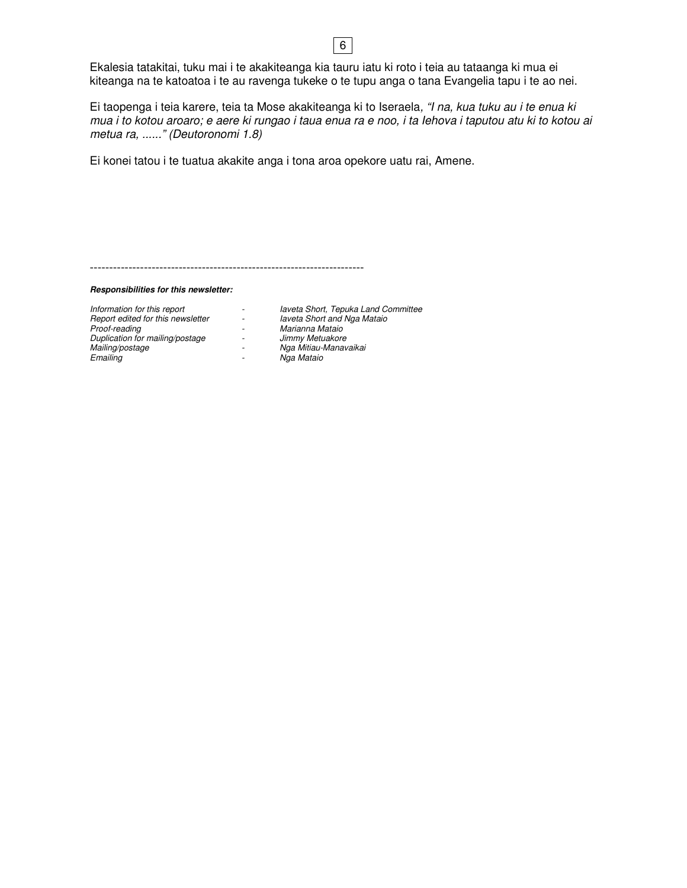Ekalesia tatakitai, tuku mai i te akakiteanga kia tauru iatu ki roto i teia au tataanga ki mua ei kiteanga na te katoatoa i te au ravenga tukeke o te tupu anga o tana Evangelia tapu i te ao nei.

Ei taopenga i teia karere, teia ta Mose akakiteanga ki to Iseraela*, "I na, kua tuku au i te enua ki mua i to kotou aroaro; e aere ki rungao i taua enua ra e noo, i ta Iehova i taputou atu ki to kotou ai metua ra, ......" (Deutoronomi 1.8)*

Ei konei tatou i te tuatua akakite anga i tona aroa opekore uatu rai, Amene.

-----------------------------------------------------------------------

***Responsibilities for this newsletter:***

| | | |
|---|---|---|
| *Information for this report* | - | *Iaveta Short, Tepuka Land Committee* |
| *Report edited for this newsletter* | - | *Iaveta Short and Nga Mataio* |
| *Proof-reading* | - | *Marianna Mataio* |
| *Duplication for mailing/postage* | - | *Jimmy Metuakore* |
| *Mailing/postage* | - | *Nga Mitiau-Manavaikai* |
| *Emailing* | - | *Nga Mataio* |